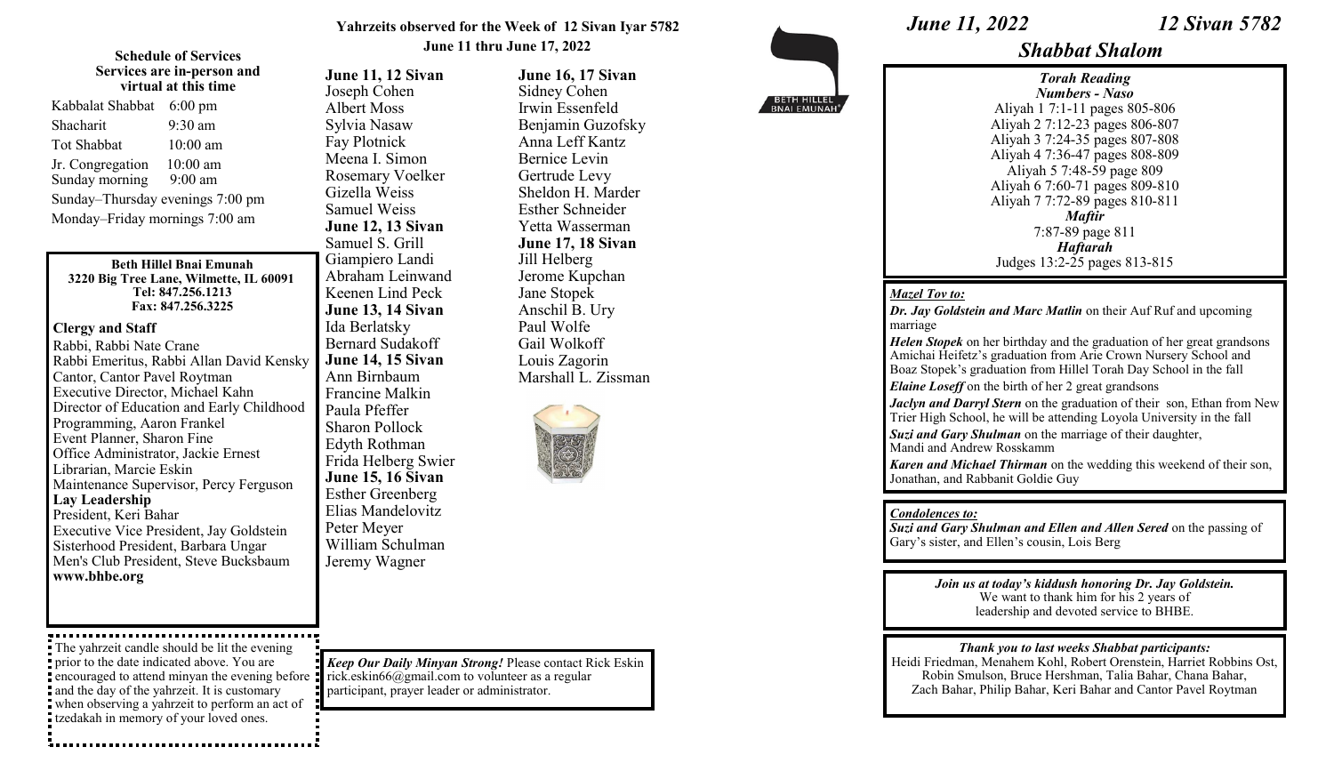# June 11, 2022 — 12 Sivan 5782

## Shabbat Shalom

### Schedule of Services

**Services are in-person and virtual at this time**

Kabbalat Shabbat 6:00 pm
Shacharit 9:30 am
Tot Shabbat 10:00 am
Jr. Congregation 10:00 am
Sunday morning 9:00 am
Sunday–Thursday evenings 7:00 pm
Monday–Friday mornings 7:00 am

**Beth Hillel Bnai Emunah**
**3220 Big Tree Lane, Wilmette, IL 60091**
**Tel: 847.256.1213**
**Fax: 847.256.3225**

**Clergy and Staff**

Rabbi, Rabbi Nate Crane
Rabbi Emeritus, Rabbi Allan David Kensky
Cantor, Cantor Pavel Roytman
Executive Director, Michael Kahn
Director of Education and Early Childhood Programming, Aaron Frankel
Event Planner, Sharon Fine
Office Administrator, Jackie Ernest
Librarian, Marcie Eskin
Maintenance Supervisor, Percy Ferguson

**Lay Leadership**

President, Keri Bahar
Executive Vice President, Jay Goldstein
Sisterhood President, Barbara Ungar
Men's Club President, Steve Bucksbaum

**www.bhbe.org**

The yahrzeit candle should be lit the evening prior to the date indicated above. You are encouraged to attend minyan the evening before and the day of the yahrzeit. It is customary when observing a yahrzeit to perform an act of tzedakah in memory of your loved ones.

### Yahrzeits observed for the Week of 12 Sivan Iyar 5782
**June 11 thru June 17, 2022**

**June 11, 12 Sivan**
Joseph Cohen
Albert Moss
Sylvia Nasaw
Fay Plotnick
Meena I. Simon
Rosemary Voelker
Gizella Weiss
Samuel Weiss

**June 12, 13 Sivan**
Samuel S. Grill
Giampiero Landi
Abraham Leinwand
Keenen Lind Peck

**June 13, 14 Sivan**
Ida Berlatsky
Bernard Sudakoff

**June 14, 15 Sivan**
Ann Birnbaum
Francine Malkin
Paula Pfeffer
Sharon Pollock
Edyth Rothman
Frida Helberg Swier

**June 15, 16 Sivan**
Esther Greenberg
Elias Mandelovitz
Peter Meyer
William Schulman
Jeremy Wagner

**June 16, 17 Sivan**
Sidney Cohen
Irwin Essenfeld
Benjamin Guzofsky
Anna Leff Kantz
Bernice Levin
Gertrude Levy
Sheldon H. Marder
Esther Schneider
Yetta Wasserman

**June 17, 18 Sivan**
Jill Helberg
Jerome Kupchan
Jane Stopek
Anschil B. Ury
Paul Wolfe
Gail Wolkoff
Louis Zagorin
Marshall L. Zissman

***Keep Our Daily Minyan Strong!*** Please contact Rick Eskin rick.eskin66@gmail.com to volunteer as a regular participant, prayer leader or administrator.

### *Torah Reading*
***Numbers - Naso***

Aliyah 1 7:1-11 pages 805-806
Aliyah 2 7:12-23 pages 806-807
Aliyah 3 7:24-35 pages 807-808
Aliyah 4 7:36-47 pages 808-809
Aliyah 5 7:48-59 page 809
Aliyah 6 7:60-71 pages 809-810
Aliyah 7 7:72-89 pages 810-811

***Maftir***
7:87-89 page 811

***Haftarah***
Judges 13:2-25 pages 813-815

***Mazel Tov to:***

***Dr. Jay Goldstein and Marc Matlin*** on their Auf Ruf and upcoming marriage

***Helen Stopek*** on her birthday and the graduation of her great grandsons Amichai Heifetz's graduation from Arie Crown Nursery School and Boaz Stopek's graduation from Hillel Torah Day School in the fall

***Elaine Loseff*** on the birth of her 2 great grandsons

***Jaclyn and Darryl Stern*** on the graduation of their son, Ethan from New Trier High School, he will be attending Loyola University in the fall

***Suzi and Gary Shulman*** on the marriage of their daughter, Mandi and Andrew Rosskamm

***Karen and Michael Thirman*** on the wedding this weekend of their son, Jonathan, and Rabbanit Goldie Guy

***Condolences to:***

***Suzi and Gary Shulman and Ellen and Allen Sered*** on the passing of Gary's sister, and Ellen's cousin, Lois Berg

***Join us at today's kiddush honoring Dr. Jay Goldstein.***
We want to thank him for his 2 years of leadership and devoted service to BHBE.

***Thank you to last weeks Shabbat participants:***
Heidi Friedman, Menahem Kohl, Robert Orenstein, Harriet Robbins Ost, Robin Smulson, Bruce Hershman, Talia Bahar, Chana Bahar, Zach Bahar, Philip Bahar, Keri Bahar and Cantor Pavel Roytman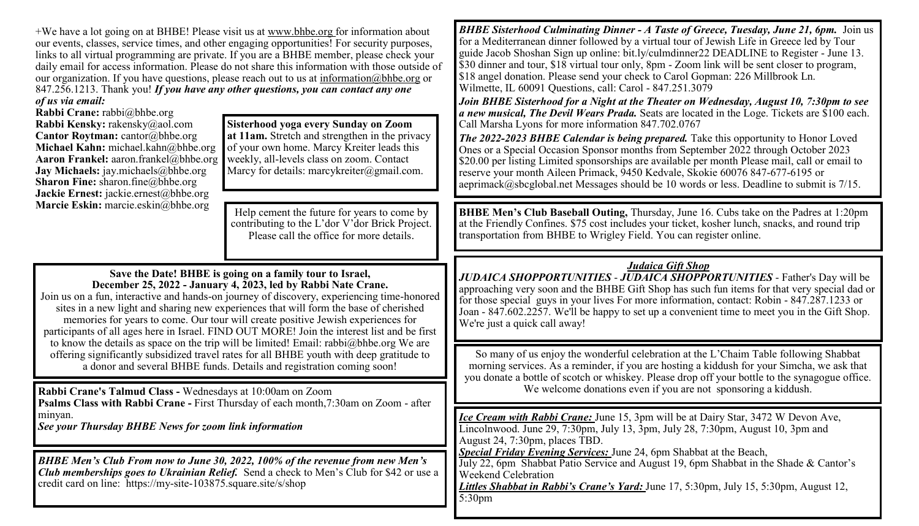+We have a lot going on at BHBE! Please visit us at www.bhbe.org for information about our events, classes, service times, and other engaging opportunities! For security purposes, links to all virtual programming are private. If you are a BHBE member, please check your daily email for access information. Please do not share this information with those outside of our organization. If you have questions, please reach out to us at information@bhbe.org or 847.256.1213. Thank you! ***If you have any other questions, you can contact any one of us via email:***

**Rabbi Crane:** rabbi@bhbe.org
**Rabbi Kensky:** rakensky@aol.com
**Cantor Roytman:** cantor@bhbe.org
**Michael Kahn:** michael.kahn@bhbe.org
**Aaron Frankel:** aaron.frankel@bhbe.org
**Jay Michaels:** jay.michaels@bhbe.org
**Sharon Fine:** sharon.fine@bhbe.org
**Jackie Ernest:** jackie.ernest@bhbe.org
**Marcie Eskin:** marcie.eskin@bhbe.org

**Sisterhood yoga every Sunday on Zoom at 11am.** Stretch and strengthen in the privacy of your own home. Marcy Kreiter leads this weekly, all-levels class on zoom. Contact Marcy for details: marcykreiter@gmail.com.

Help cement the future for years to come by contributing to the L'dor V'dor Brick Project. Please call the office for more details.

**Save the Date! BHBE is going on a family tour to Israel, December 25, 2022 - January 4, 2023, led by Rabbi Nate Crane.**
Join us on a fun, interactive and hands-on journey of discovery, experiencing time-honored sites in a new light and sharing new experiences that will form the base of cherished memories for years to come. Our tour will create positive Jewish experiences for participants of all ages here in Israel. FIND OUT MORE! Join the interest list and be first to know the details as space on the trip will be limited! Email: rabbi@bhbe.org We are offering significantly subsidized travel rates for all BHBE youth with deep gratitude to a donor and several BHBE funds. Details and registration coming soon!

**Rabbi Crane's Talmud Class -** Wednesdays at 10:00am on Zoom
**Psalms Class with Rabbi Crane -** First Thursday of each month,7:30am on Zoom - after minyan.
***See your Thursday BHBE News for zoom link information***

***BHBE Men's Club From now to June 30, 2022, 100% of the revenue from new Men's Club memberships goes to Ukrainian Relief.*** Send a check to Men's Club for $42 or use a credit card on line: https://my-site-103875.square.site/s/shop

***BHBE Sisterhood Culminating Dinner - A Taste of Greece, Tuesday, June 21, 6pm.*** Join us for a Mediterranean dinner followed by a virtual tour of Jewish Life in Greece led by Tour guide Jacob Shoshan Sign up online: bit.ly/culmdinner22 DEADLINE to Register - June 13. $30 dinner and tour, $18 virtual tour only, 8pm - Zoom link will be sent closer to program, $18 angel donation. Please send your check to Carol Gopman: 226 Millbrook Ln. Wilmette, IL 60091 Questions, call: Carol - 847.251.3079

***Join BHBE Sisterhood for a Night at the Theater on Wednesday, August 10, 7:30pm to see a new musical, The Devil Wears Prada.*** Seats are located in the Loge. Tickets are $100 each. Call Marsha Lyons for more information 847.702.0767

***The 2022-2023 BHBE Calendar is being prepared.*** Take this opportunity to Honor Loved Ones or a Special Occasion Sponsor months from September 2022 through October 2023 $20.00 per listing Limited sponsorships are available per month Please mail, call or email to reserve your month Aileen Primack, 9450 Kedvale, Skokie 60076 847-677-6195 or aeprimack@sbcglobal.net Messages should be 10 words or less. Deadline to submit is 7/15.

**BHBE Men's Club Baseball Outing,** Thursday, June 16. Cubs take on the Padres at 1:20pm at the Friendly Confines. $75 cost includes your ticket, kosher lunch, snacks, and round trip transportation from BHBE to Wrigley Field. You can register online.

***Judaica Gift Shop***

***JUDAICA SHOPPORTUNITIES - JUDAICA SHOPPORTUNITIES*** - Father's Day will be approaching very soon and the BHBE Gift Shop has such fun items for that very special dad or for those special guys in your lives For more information, contact: Robin - 847.287.1233 or Joan - 847.602.2257. We'll be happy to set up a convenient time to meet you in the Gift Shop. We're just a quick call away!

So many of us enjoy the wonderful celebration at the L'Chaim Table following Shabbat morning services. As a reminder, if you are hosting a kiddush for your Simcha, we ask that you donate a bottle of scotch or whiskey. Please drop off your bottle to the synagogue office. We welcome donations even if you are not sponsoring a kiddush.

***Ice Cream with Rabbi Crane:*** June 15, 3pm will be at Dairy Star, 3472 W Devon Ave, Lincolnwood. June 29, 7:30pm, July 13, 3pm, July 28, 7:30pm, August 10, 3pm and August 24, 7:30pm, places TBD.
***Special Friday Evening Services:*** June 24, 6pm Shabbat at the Beach, July 22, 6pm Shabbat Patio Service and August 19, 6pm Shabbat in the Shade & Cantor's Weekend Celebration
***Littles Shabbat in Rabbi's Crane's Yard:*** June 17, 5:30pm, July 15, 5:30pm, August 12, 5:30pm